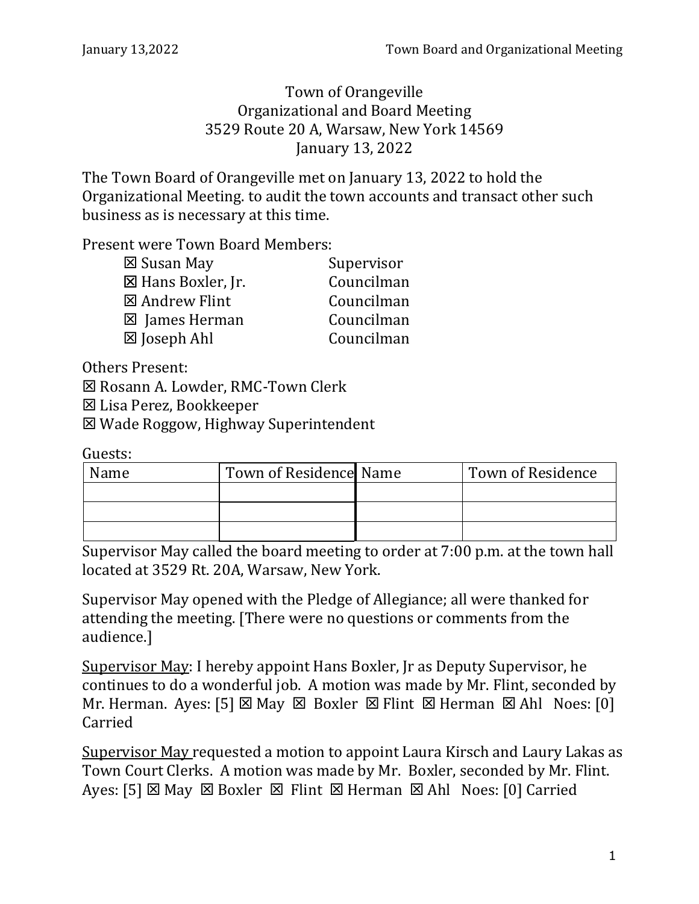# Town of Orangeville
## Organizational and Board Meeting
3529 Route 20 A, Warsaw, New York 14569
January 13, 2022

The Town Board of Orangeville met on January 13, 2022 to hold the Organizational Meeting. to audit the town accounts and transact other such business as is necessary at this time.

Present were Town Board Members:

| | |
|---|---|
| ☒ Susan May | Supervisor |
| ☒ Hans Boxler, Jr. | Councilman |
| ☒ Andrew Flint | Councilman |
| ☒ James Herman | Councilman |
| ☒ Joseph Ahl | Councilman |

Others Present:

☒ Rosann A. Lowder, RMC-Town Clerk
☒ Lisa Perez, Bookkeeper
☒ Wade Roggow, Highway Superintendent

Guests:

| Name | Town of Residence | Name | Town of Residence |
|---|---|---|---|
| | | | |
| | | | |
| | | | |

Supervisor May called the board meeting to order at 7:00 p.m. at the town hall located at 3529 Rt. 20A, Warsaw, New York.

Supervisor May opened with the Pledge of Allegiance; all were thanked for attending the meeting. [There were no questions or comments from the audience.]

Supervisor May: I hereby appoint Hans Boxler, Jr as Deputy Supervisor, he continues to do a wonderful job. A motion was made by Mr. Flint, seconded by Mr. Herman. Ayes: [5] ☒ May ☒ Boxler ☒ Flint ☒ Herman ☒ Ahl Noes: [0] Carried

Supervisor May requested a motion to appoint Laura Kirsch and Laury Lakas as Town Court Clerks. A motion was made by Mr. Boxler, seconded by Mr. Flint. Ayes: [5] ☒ May ☒ Boxler ☒ Flint ☒ Herman ☒ Ahl Noes: [0] Carried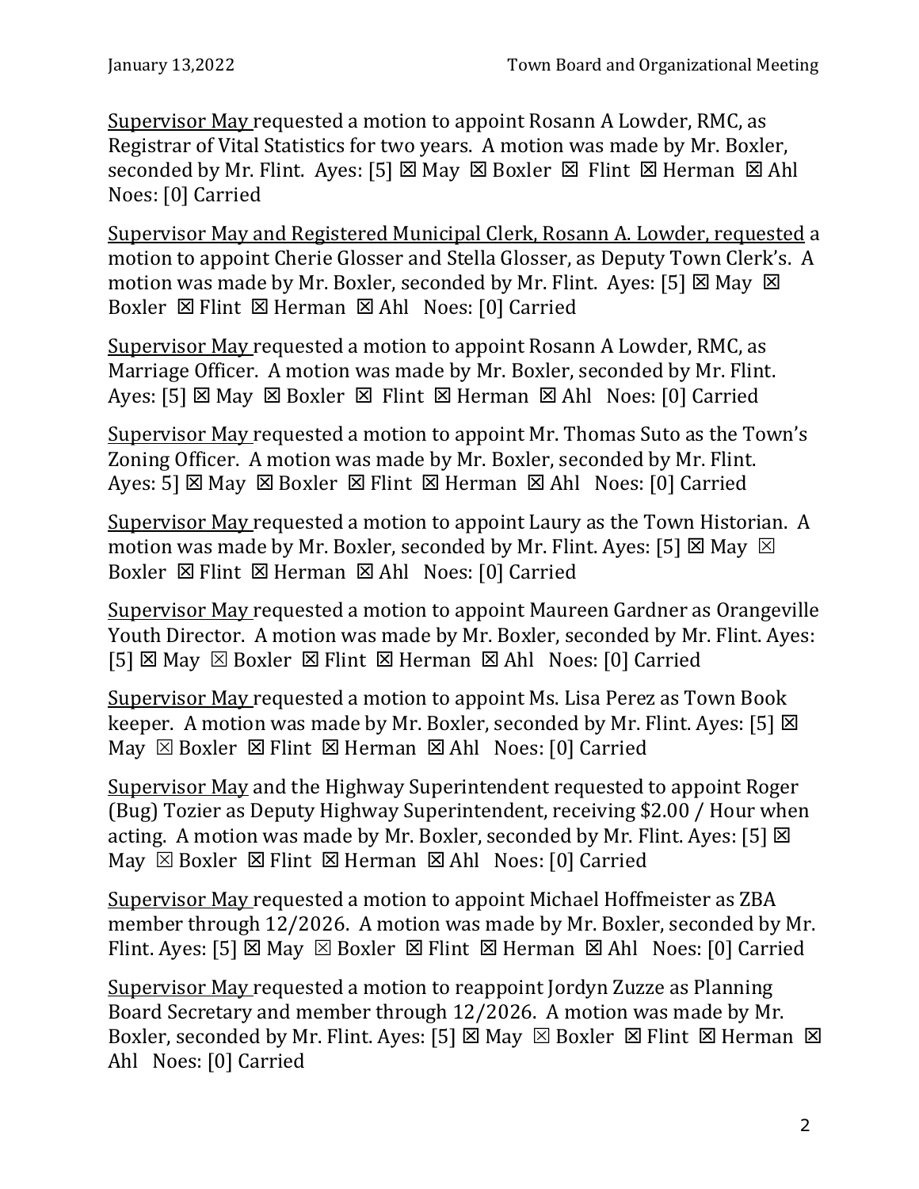Supervisor May requested a motion to appoint Rosann A Lowder, RMC, as Registrar of Vital Statistics for two years. A motion was made by Mr. Boxler, seconded by Mr. Flint. Ayes: [5] ☒ May ☒ Boxler ☒ Flint ☒ Herman ☒ Ahl Noes: [0] Carried

Supervisor May and Registered Municipal Clerk, Rosann A. Lowder, requested a motion to appoint Cherie Glosser and Stella Glosser, as Deputy Town Clerk's. A motion was made by Mr. Boxler, seconded by Mr. Flint. Ayes: [5] ☒ May ☒ Boxler ☒ Flint ☒ Herman ☒ Ahl Noes: [0] Carried

Supervisor May requested a motion to appoint Rosann A Lowder, RMC, as Marriage Officer. A motion was made by Mr. Boxler, seconded by Mr. Flint. Ayes: [5] ☒ May ☒ Boxler ☒ Flint ☒ Herman ☒ Ahl Noes: [0] Carried

Supervisor May requested a motion to appoint Mr. Thomas Suto as the Town's Zoning Officer. A motion was made by Mr. Boxler, seconded by Mr. Flint. Ayes: 5] ☒ May ☒ Boxler ☒ Flint ☒ Herman ☒ Ahl Noes: [0] Carried

Supervisor May requested a motion to appoint Laury as the Town Historian. A motion was made by Mr. Boxler, seconded by Mr. Flint. Ayes: [5] ☒ May ☒ Boxler ☒ Flint ☒ Herman ☒ Ahl Noes: [0] Carried

Supervisor May requested a motion to appoint Maureen Gardner as Orangeville Youth Director. A motion was made by Mr. Boxler, seconded by Mr. Flint. Ayes: [5] ☒ May ☒ Boxler ☒ Flint ☒ Herman ☒ Ahl Noes: [0] Carried

Supervisor May requested a motion to appoint Ms. Lisa Perez as Town Book keeper. A motion was made by Mr. Boxler, seconded by Mr. Flint. Ayes: [5] ☒ May ☒ Boxler ☒ Flint ☒ Herman ☒ Ahl Noes: [0] Carried

Supervisor May and the Highway Superintendent requested to appoint Roger (Bug) Tozier as Deputy Highway Superintendent, receiving $2.00 / Hour when acting. A motion was made by Mr. Boxler, seconded by Mr. Flint. Ayes: [5] ☒ May ☒ Boxler ☒ Flint ☒ Herman ☒ Ahl Noes: [0] Carried

Supervisor May requested a motion to appoint Michael Hoffmeister as ZBA member through 12/2026. A motion was made by Mr. Boxler, seconded by Mr. Flint. Ayes: [5] ☒ May ☒ Boxler ☒ Flint ☒ Herman ☒ Ahl Noes: [0] Carried

Supervisor May requested a motion to reappoint Jordyn Zuzze as Planning Board Secretary and member through 12/2026. A motion was made by Mr. Boxler, seconded by Mr. Flint. Ayes: [5] ☒ May ☒ Boxler ☒ Flint ☒ Herman ☒ Ahl Noes: [0] Carried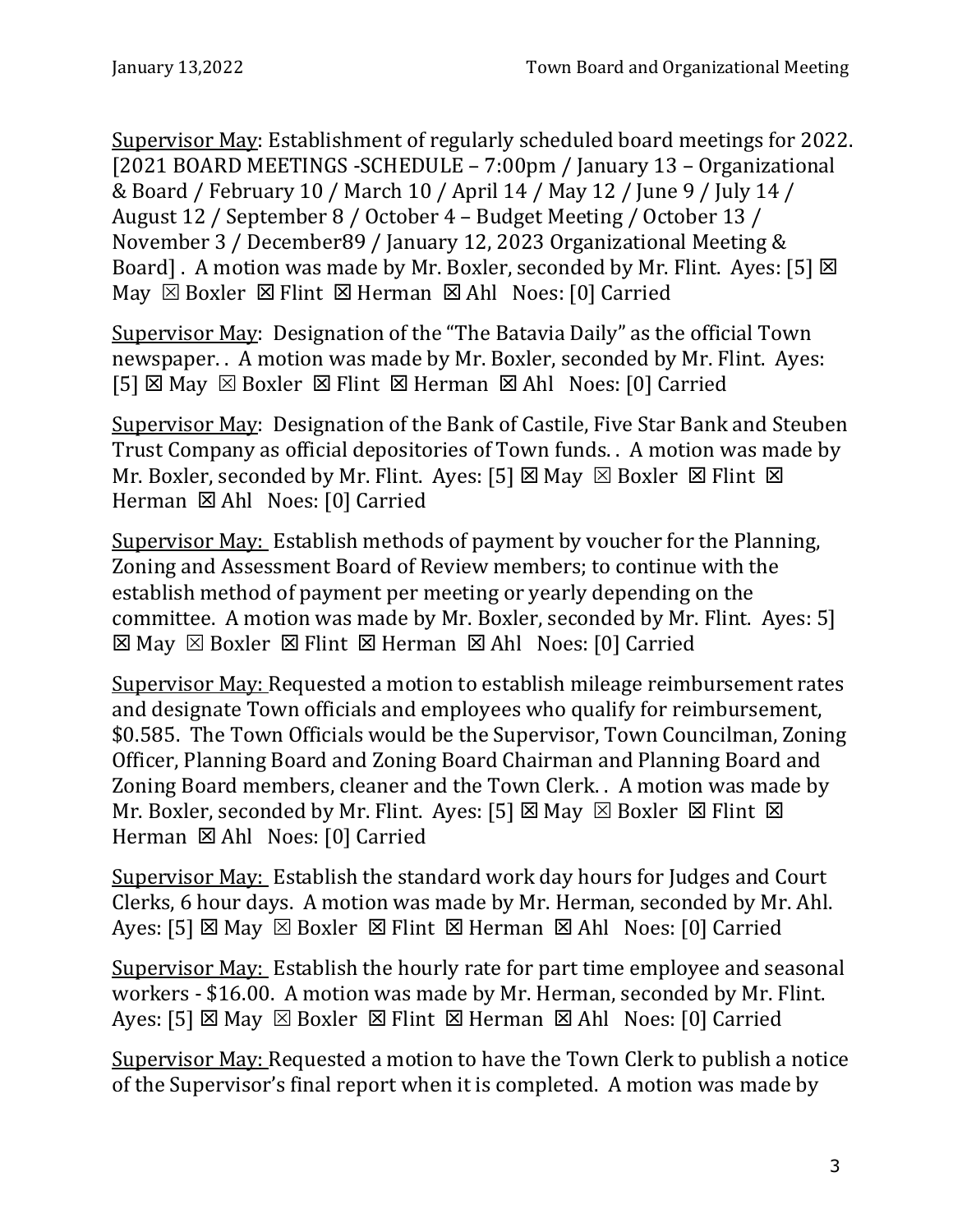Supervisor May: Establishment of regularly scheduled board meetings for 2022. [2021 BOARD MEETINGS -SCHEDULE – 7:00pm / January 13 – Organizational & Board / February 10 / March 10 / April 14 / May 12 / June 9 / July 14 / August 12 / September 8 / October 4 – Budget Meeting / October 13 / November 3 / December89 / January 12, 2023 Organizational Meeting & Board] . A motion was made by Mr. Boxler, seconded by Mr. Flint. Ayes: [5] ☒ May ☒ Boxler ☒ Flint ☒ Herman ☒ Ahl Noes: [0] Carried

Supervisor May: Designation of the "The Batavia Daily" as the official Town newspaper. . A motion was made by Mr. Boxler, seconded by Mr. Flint. Ayes: [5] ☒ May ☒ Boxler ☒ Flint ☒ Herman ☒ Ahl Noes: [0] Carried

Supervisor May: Designation of the Bank of Castile, Five Star Bank and Steuben Trust Company as official depositories of Town funds. . A motion was made by Mr. Boxler, seconded by Mr. Flint. Ayes: [5] ☒ May ☒ Boxler ☒ Flint ☒ Herman ☒ Ahl Noes: [0] Carried

Supervisor May: Establish methods of payment by voucher for the Planning, Zoning and Assessment Board of Review members; to continue with the establish method of payment per meeting or yearly depending on the committee. A motion was made by Mr. Boxler, seconded by Mr. Flint. Ayes: 5] ☒ May ☒ Boxler ☒ Flint ☒ Herman ☒ Ahl Noes: [0] Carried

Supervisor May: Requested a motion to establish mileage reimbursement rates and designate Town officials and employees who qualify for reimbursement, $0.585. The Town Officials would be the Supervisor, Town Councilman, Zoning Officer, Planning Board and Zoning Board Chairman and Planning Board and Zoning Board members, cleaner and the Town Clerk. . A motion was made by Mr. Boxler, seconded by Mr. Flint. Ayes: [5] ☒ May ☒ Boxler ☒ Flint ☒ Herman ☒ Ahl Noes: [0] Carried

Supervisor May: Establish the standard work day hours for Judges and Court Clerks, 6 hour days. A motion was made by Mr. Herman, seconded by Mr. Ahl. Ayes: [5] ☒ May ☒ Boxler ☒ Flint ☒ Herman ☒ Ahl Noes: [0] Carried

Supervisor May: Establish the hourly rate for part time employee and seasonal workers - $16.00. A motion was made by Mr. Herman, seconded by Mr. Flint. Ayes: [5] ☒ May ☒ Boxler ☒ Flint ☒ Herman ☒ Ahl Noes: [0] Carried

Supervisor May: Requested a motion to have the Town Clerk to publish a notice of the Supervisor's final report when it is completed. A motion was made by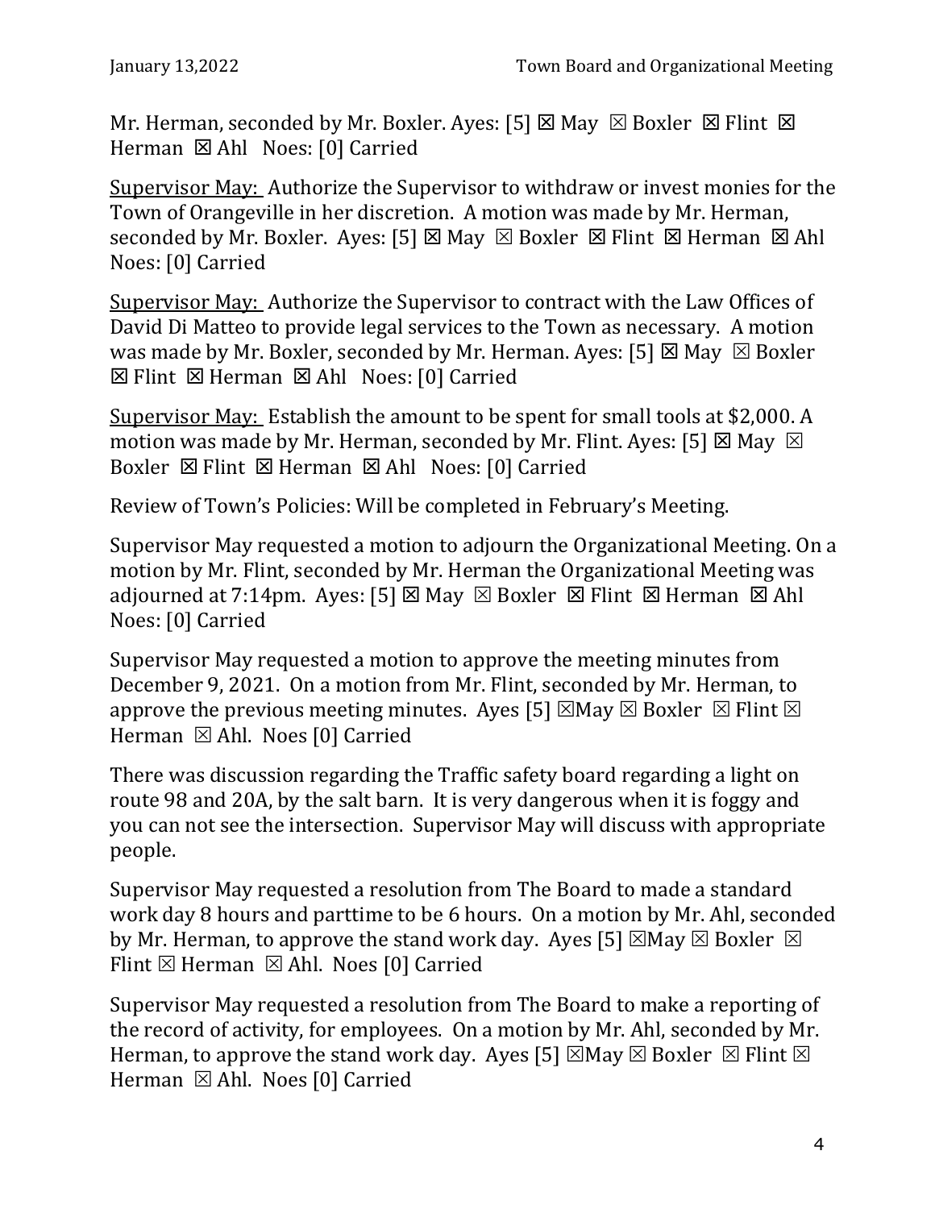Mr. Herman, seconded by Mr. Boxler. Ayes: [5] ☒ May ☒ Boxler ☒ Flint ☒ Herman ☒ Ahl Noes: [0] Carried

<u>Supervisor May:</u> Authorize the Supervisor to withdraw or invest monies for the Town of Orangeville in her discretion. A motion was made by Mr. Herman, seconded by Mr. Boxler. Ayes: [5] ☒ May ☒ Boxler ☒ Flint ☒ Herman ☒ Ahl Noes: [0] Carried

<u>Supervisor May:</u> Authorize the Supervisor to contract with the Law Offices of David Di Matteo to provide legal services to the Town as necessary. A motion was made by Mr. Boxler, seconded by Mr. Herman. Ayes: [5] ☒ May ☒ Boxler ☒ Flint ☒ Herman ☒ Ahl Noes: [0] Carried

<u>Supervisor May:</u> Establish the amount to be spent for small tools at $2,000. A motion was made by Mr. Herman, seconded by Mr. Flint. Ayes: [5] ☒ May ☒ Boxler ☒ Flint ☒ Herman ☒ Ahl Noes: [0] Carried

Review of Town's Policies: Will be completed in February's Meeting.

Supervisor May requested a motion to adjourn the Organizational Meeting. On a motion by Mr. Flint, seconded by Mr. Herman the Organizational Meeting was adjourned at 7:14pm. Ayes: [5] ☒ May ☒ Boxler ☒ Flint ☒ Herman ☒ Ahl Noes: [0] Carried

Supervisor May requested a motion to approve the meeting minutes from December 9, 2021. On a motion from Mr. Flint, seconded by Mr. Herman, to approve the previous meeting minutes. Ayes [5] ☒May ☒ Boxler ☒ Flint ☒ Herman ☒ Ahl. Noes [0] Carried

There was discussion regarding the Traffic safety board regarding a light on route 98 and 20A, by the salt barn. It is very dangerous when it is foggy and you can not see the intersection. Supervisor May will discuss with appropriate people.

Supervisor May requested a resolution from The Board to made a standard work day 8 hours and parttime to be 6 hours. On a motion by Mr. Ahl, seconded by Mr. Herman, to approve the stand work day. Ayes [5] ☒May ☒ Boxler ☒ Flint ☒ Herman ☒ Ahl. Noes [0] Carried

Supervisor May requested a resolution from The Board to make a reporting of the record of activity, for employees. On a motion by Mr. Ahl, seconded by Mr. Herman, to approve the stand work day. Ayes [5] ☒May ☒ Boxler ☒ Flint ☒ Herman ☒ Ahl. Noes [0] Carried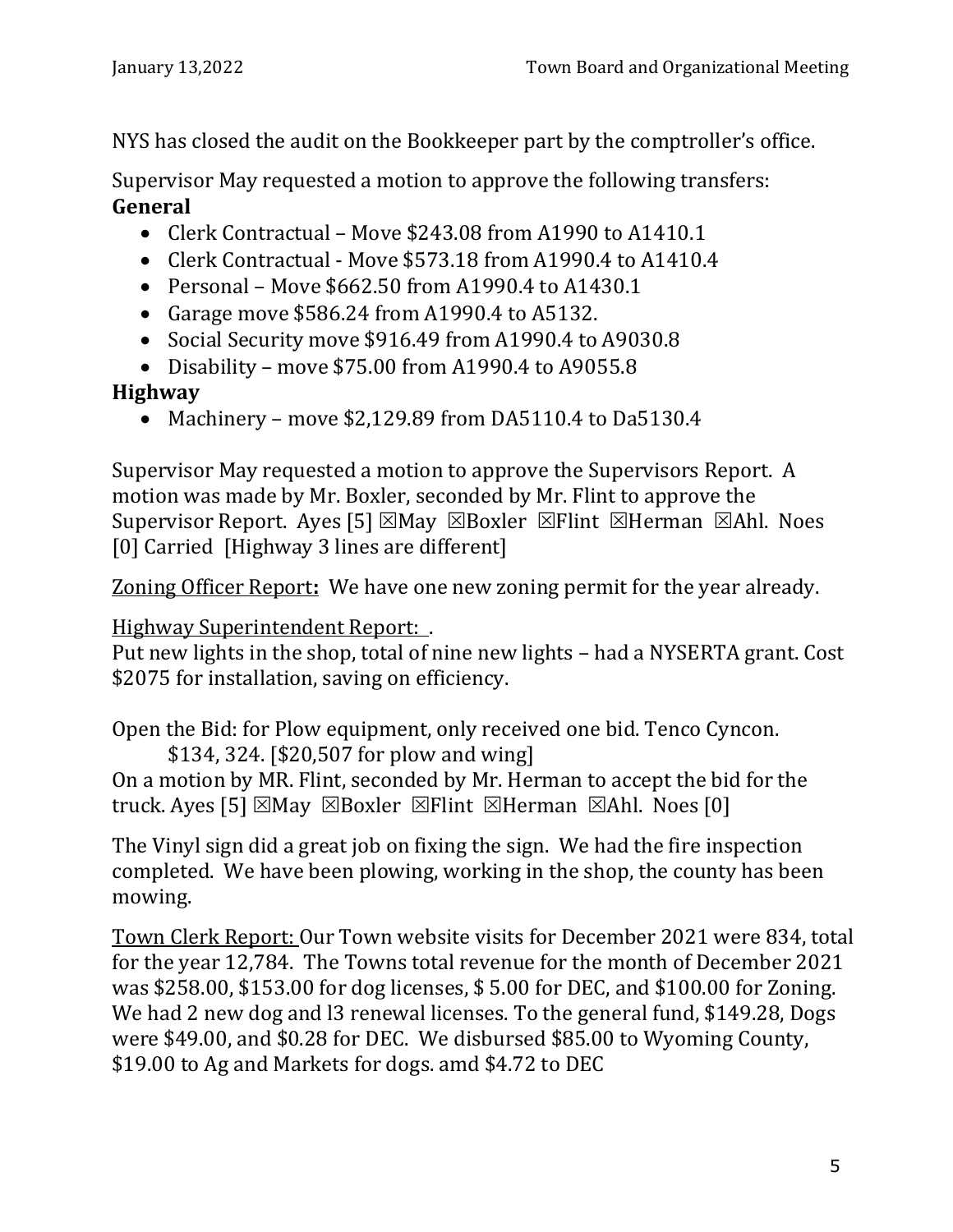NYS has closed the audit on the Bookkeeper part by the comptroller's office.

Supervisor May requested a motion to approve the following transfers:

**General**

- Clerk Contractual – Move $243.08 from A1990 to A1410.1
- Clerk Contractual - Move $573.18 from A1990.4 to A1410.4
- Personal – Move $662.50 from A1990.4 to A1430.1
- Garage move $586.24 from A1990.4 to A5132.
- Social Security move $916.49 from A1990.4 to A9030.8
- Disability – move $75.00 from A1990.4 to A9055.8

**Highway**

- Machinery – move $2,129.89 from DA5110.4 to Da5130.4

Supervisor May requested a motion to approve the Supervisors Report. A motion was made by Mr. Boxler, seconded by Mr. Flint to approve the Supervisor Report. Ayes [5] ☒May ☒Boxler ☒Flint ☒Herman ☒Ahl. Noes [0] Carried [Highway 3 lines are different]

Zoning Officer Report**:** We have one new zoning permit for the year already.

Highway Superintendent Report: .
Put new lights in the shop, total of nine new lights – had a NYSERTA grant. Cost $2075 for installation, saving on efficiency.

Open the Bid: for Plow equipment, only received one bid. Tenco Cyncon.
$134, 324. [$20,507 for plow and wing]
On a motion by MR. Flint, seconded by Mr. Herman to accept the bid for the truck. Ayes [5] ☒May ☒Boxler ☒Flint ☒Herman ☒Ahl. Noes [0]

The Vinyl sign did a great job on fixing the sign. We had the fire inspection completed. We have been plowing, working in the shop, the county has been mowing.

Town Clerk Report: Our Town website visits for December 2021 were 834, total for the year 12,784. The Towns total revenue for the month of December 2021 was $258.00, $153.00 for dog licenses, $ 5.00 for DEC, and $100.00 for Zoning. We had 2 new dog and l3 renewal licenses. To the general fund, $149.28, Dogs were $49.00, and $0.28 for DEC. We disbursed $85.00 to Wyoming County, $19.00 to Ag and Markets for dogs. amd $4.72 to DEC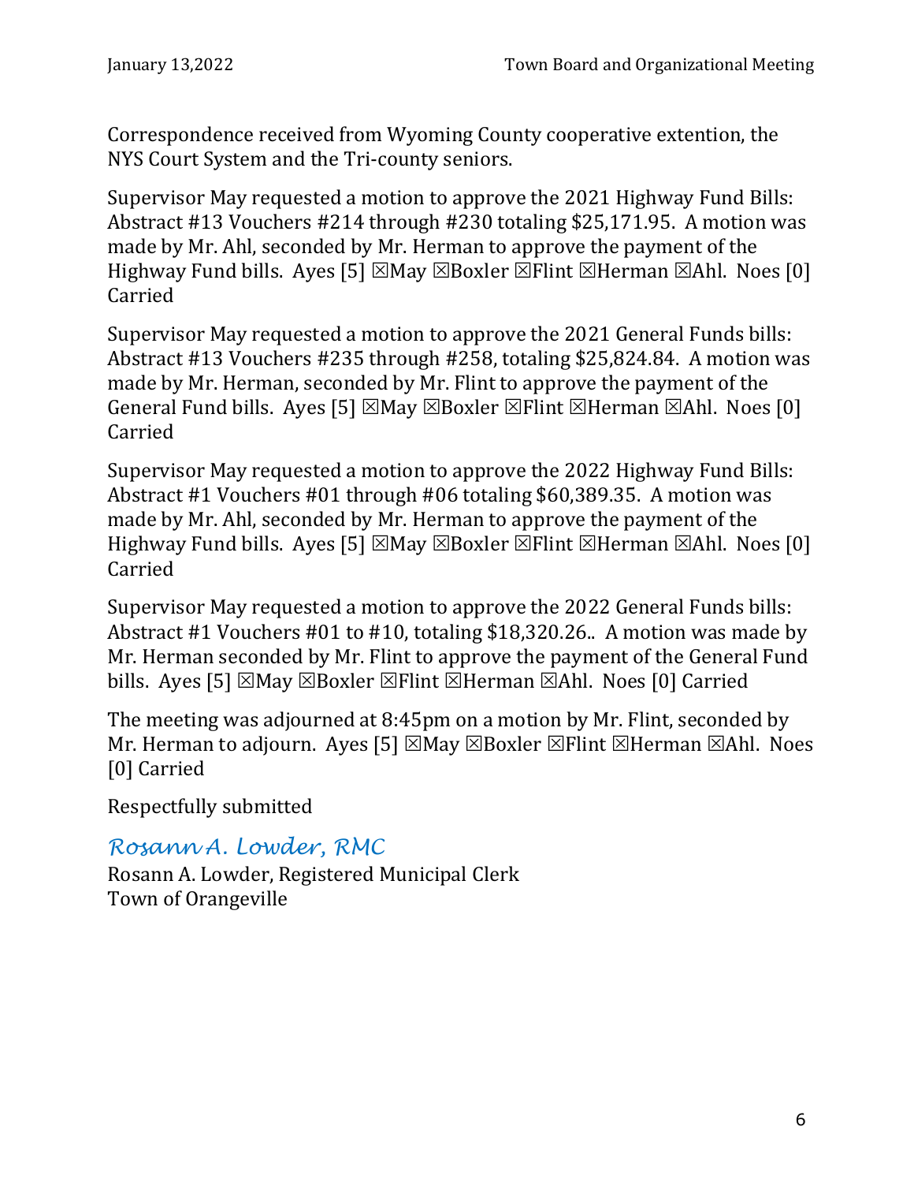Correspondence received from Wyoming County cooperative extention, the NYS Court System and the Tri-county seniors.

Supervisor May requested a motion to approve the 2021 Highway Fund Bills: Abstract #13 Vouchers #214 through #230 totaling $25,171.95. A motion was made by Mr. Ahl, seconded by Mr. Herman to approve the payment of the Highway Fund bills. Ayes [5] ☒May ☒Boxler ☒Flint ☒Herman ☒Ahl. Noes [0] Carried

Supervisor May requested a motion to approve the 2021 General Funds bills: Abstract #13 Vouchers #235 through #258, totaling $25,824.84. A motion was made by Mr. Herman, seconded by Mr. Flint to approve the payment of the General Fund bills. Ayes [5] ☒May ☒Boxler ☒Flint ☒Herman ☒Ahl. Noes [0] Carried

Supervisor May requested a motion to approve the 2022 Highway Fund Bills: Abstract #1 Vouchers #01 through #06 totaling $60,389.35. A motion was made by Mr. Ahl, seconded by Mr. Herman to approve the payment of the Highway Fund bills. Ayes [5] ☒May ☒Boxler ☒Flint ☒Herman ☒Ahl. Noes [0] Carried

Supervisor May requested a motion to approve the 2022 General Funds bills: Abstract #1 Vouchers #01 to #10, totaling $18,320.26.. A motion was made by Mr. Herman seconded by Mr. Flint to approve the payment of the General Fund bills. Ayes [5] ☒May ☒Boxler ☒Flint ☒Herman ☒Ahl. Noes [0] Carried

The meeting was adjourned at 8:45pm on a motion by Mr. Flint, seconded by Mr. Herman to adjourn. Ayes [5] ☒May ☒Boxler ☒Flint ☒Herman ☒Ahl. Noes [0] Carried

Respectfully submitted

*Rosann A. Lowder, RMC*

Rosann A. Lowder, Registered Municipal Clerk
Town of Orangeville